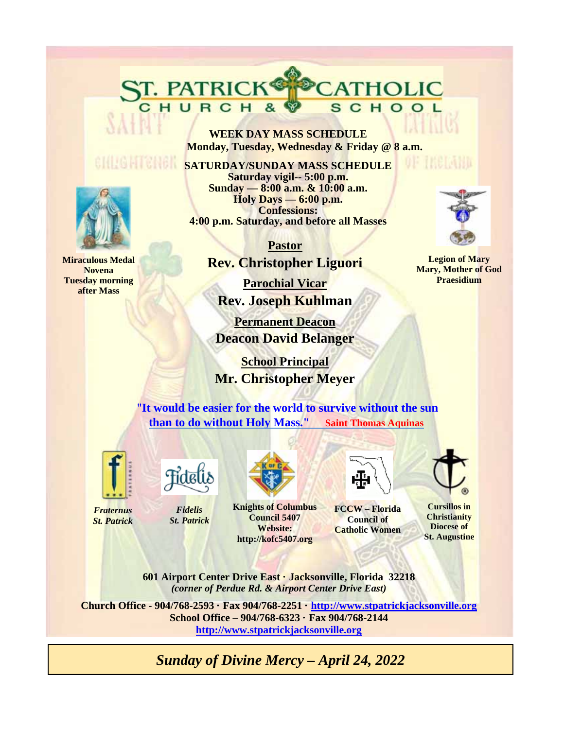# ST. PATRICK CATHOLIC CHURCH & SCHOOL

**WEEK DAY MASS SCHEDULE**
**Monday, Tuesday, Wednesday & Friday @ 8 a.m.**

**SATURDAY/SUNDAY MASS SCHEDULE**
**Saturday vigil-- 5:00 p.m.**
**Sunday — 8:00 a.m. & 10:00 a.m.**
**Holy Days — 6:00 p.m.**
**Confessions:**
**4:00 p.m. Saturday, and before all Masses**

**Miraculous Medal Novena Tuesday morning after Mass**

**Legion of Mary Mary, Mother of God Praesidium**

**Pastor**
**Rev. Christopher Liguori**

**Parochial Vicar**
**Rev. Joseph Kuhlman**

**Permanent Deacon**
**Deacon David Belanger**

**School Principal**
**Mr. Christopher Meyer**

**"It would be easier for the world to survive without the sun than to do without Holy Mass."** **Saint Thomas Aquinas**

***Fraternus St. Patrick***

***Fidelis St. Patrick***

**Knights of Columbus Council 5407 Website: http://kofc5407.org**

**FCCW – Florida Council of Catholic Women**

**Cursillos in Christianity Diocese of St. Augustine**

**601 Airport Center Drive East · Jacksonville, Florida 32218**
***(corner of Perdue Rd. & Airport Center Drive East)***

**Church Office - 904/768-2593 · Fax 904/768-2251 · http://www.stpatrickjacksonville.org**
**School Office – 904/768-6323 · Fax 904/768-2144**
**http://www.stpatrickjacksonville.org**

## *Sunday of Divine Mercy – April 24, 2022*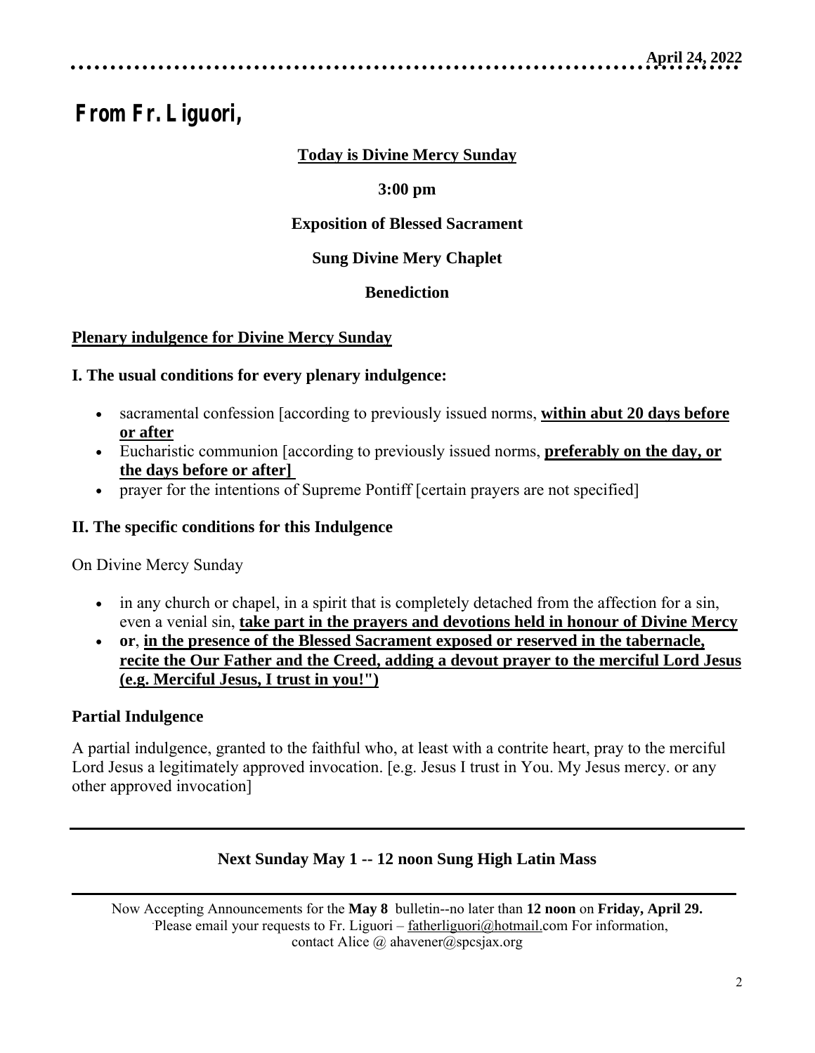# From Fr. Liguori,

**Today is Divine Mercy Sunday**

**3:00 pm**

**Exposition of Blessed Sacrament**

**Sung Divine Mery Chaplet**

**Benediction**

**Plenary indulgence for Divine Mercy Sunday**

**I. The usual conditions for every plenary indulgence:**

- sacramental confession [according to previously issued norms, **within abut 20 days before or after**
- Eucharistic communion [according to previously issued norms, **preferably on the day, or the days before or after]**
- prayer for the intentions of Supreme Pontiff [certain prayers are not specified]

**II. The specific conditions for this Indulgence**

On Divine Mercy Sunday

- in any church or chapel, in a spirit that is completely detached from the affection for a sin, even a venial sin, **take part in the prayers and devotions held in honour of Divine Mercy**
- **or**, **in the presence of the Blessed Sacrament exposed or reserved in the tabernacle, recite the Our Father and the Creed, adding a devout prayer to the merciful Lord Jesus (e.g. Merciful Jesus, I trust in you!")**

**Partial Indulgence**

A partial indulgence, granted to the faithful who, at least with a contrite heart, pray to the merciful Lord Jesus a legitimately approved invocation. [e.g. Jesus I trust in You. My Jesus mercy. or any other approved invocation]

---

**Next Sunday May 1 -- 12 noon Sung High Latin Mass**

---

Now Accepting Announcements for the **May 8** bulletin--no later than **12 noon** on **Friday, April 29.** Please email your requests to Fr. Liguori – fatherliguori@hotmail.com For information, contact Alice @ ahavener@spcsjax.org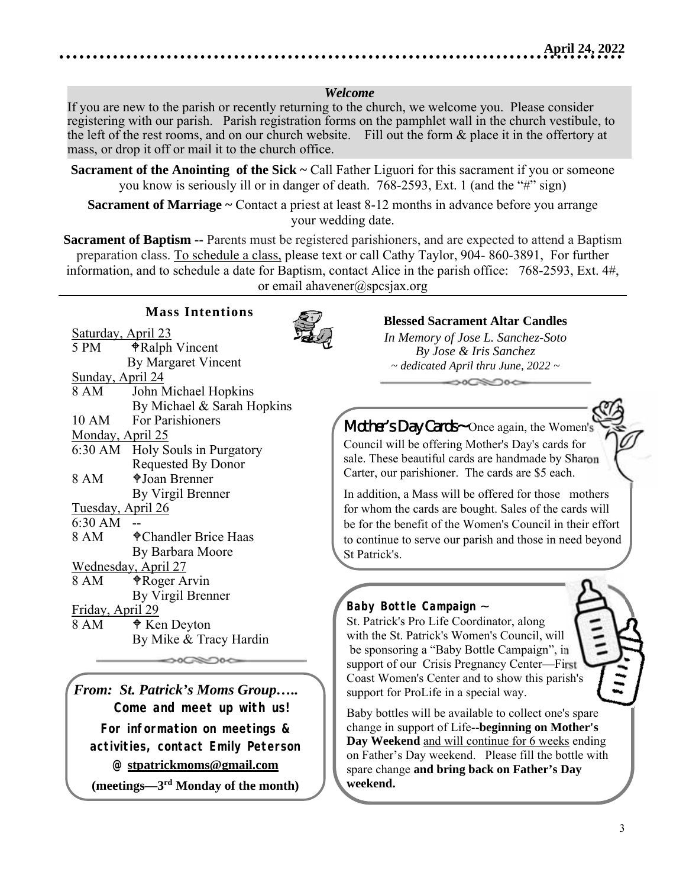### *Welcome*

If you are new to the parish or recently returning to the church, we welcome you. Please consider registering with our parish. Parish registration forms on the pamphlet wall in the church vestibule, to the left of the rest rooms, and on our church website. Fill out the form & place it in the offertory at mass, or drop it off or mail it to the church office.

**Sacrament of the Anointing of the Sick ~** Call Father Liguori for this sacrament if you or someone you know is seriously ill or in danger of death. 768-2593, Ext. 1 (and the "#" sign)

**Sacrament of Marriage ~** Contact a priest at least 8-12 months in advance before you arrange your wedding date.

**Sacrament of Baptism --** Parents must be registered parishioners, and are expected to attend a Baptism preparation class. To schedule a class, please text or call Cathy Taylor, 904- 860-3891, For further information, and to schedule a date for Baptism, contact Alice in the parish office: 768-2593, Ext. 4#, or email ahavener@spcsjax.org

## Mass Intentions

Saturday, April 23
5 PM ✟Ralph Vincent
By Margaret Vincent

Sunday, April 24
8 AM John Michael Hopkins
By Michael & Sarah Hopkins
10 AM For Parishioners

Monday, April 25
6:30 AM Holy Souls in Purgatory
Requested By Donor
8 AM ✟Joan Brenner
By Virgil Brenner

Tuesday, April 26
6:30 AM --
8 AM ✟Chandler Brice Haas
By Barbara Moore

Wednesday, April 27
8 AM ✟Roger Arvin
By Virgil Brenner

Friday, April 29
8 AM ✟ Ken Deyton
By Mike & Tracy Hardin

*From: St. Patrick's Moms Group…..*

**Come and meet up with us!**

**For information on meetings & activities, contact Emily Peterson @ stpatrickmoms@gmail.com**

**(meetings—3rd Monday of the month)**

**Blessed Sacrament Altar Candles**

*In Memory of Jose L. Sanchez-Soto*
*By Jose & Iris Sanchez*
*~ dedicated April thru June, 2022 ~*

**Mother's Day Cards~** Once again, the Women's Council will be offering Mother's Day's cards for sale. These beautiful cards are handmade by Sharon Carter, our parishioner. The cards are $5 each.

In addition, a Mass will be offered for those mothers for whom the cards are bought. Sales of the cards will be for the benefit of the Women's Council in their effort to continue to serve our parish and those in need beyond St Patrick's.

**Baby Bottle Campaign ~**

St. Patrick's Pro Life Coordinator, along with the St. Patrick's Women's Council, will be sponsoring a "Baby Bottle Campaign", in support of our Crisis Pregnancy Center—First Coast Women's Center and to show this parish's support for ProLife in a special way.

Baby bottles will be available to collect one's spare change in support of Life--**beginning on Mother's Day Weekend** and will continue for 6 weeks ending on Father's Day weekend. Please fill the bottle with spare change **and bring back on Father's Day weekend.**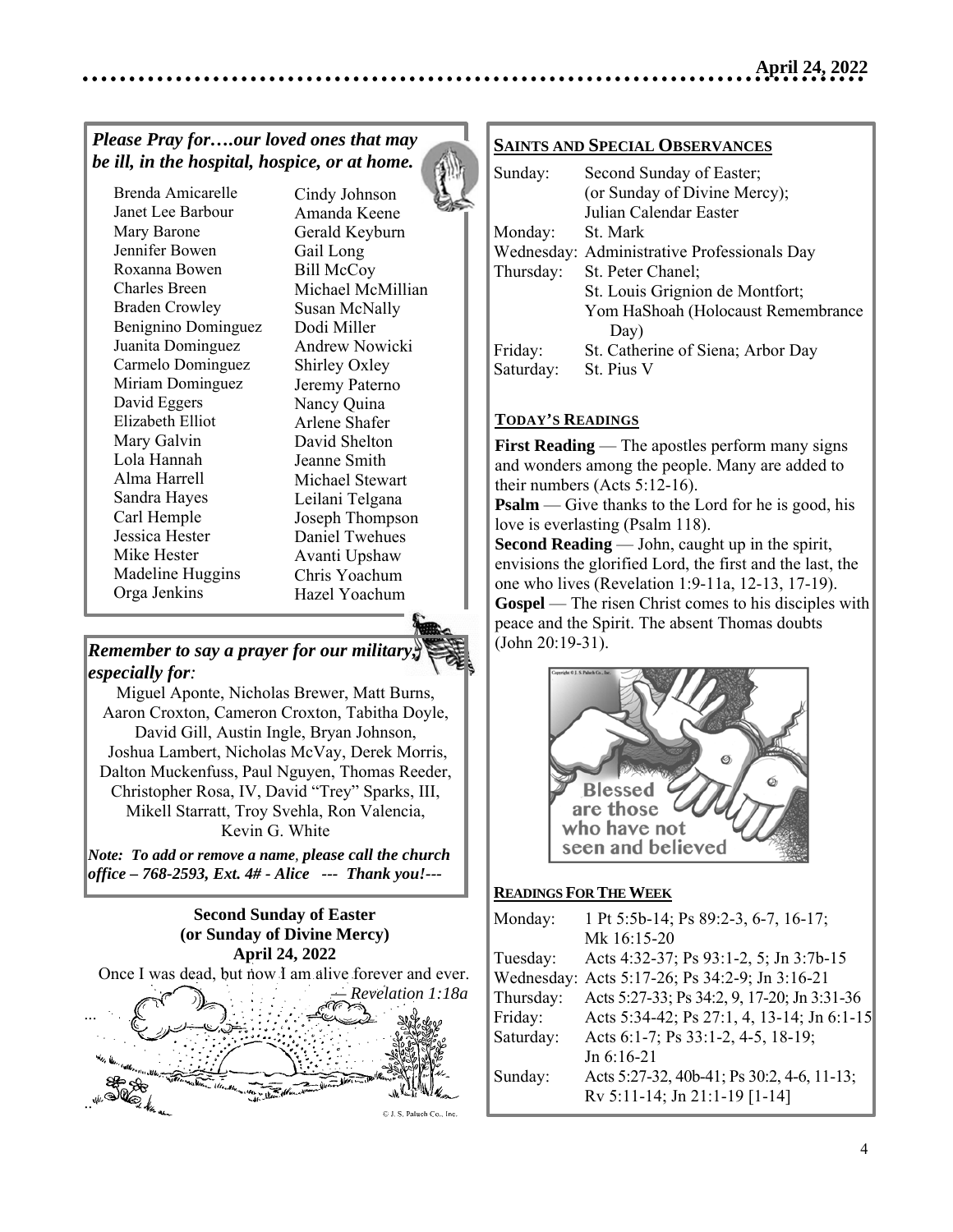***Please Pray for….our loved ones that may be ill, in the hospital, hospice, or at home.***

Brenda Amicarelle
Janet Lee Barbour
Mary Barone
Jennifer Bowen
Roxanna Bowen
Charles Breen
Braden Crowley
Benignino Dominguez
Juanita Dominguez
Carmelo Dominguez
Miriam Dominguez
David Eggers
Elizabeth Elliot
Mary Galvin
Lola Hannah
Alma Harrell
Sandra Hayes
Carl Hemple
Jessica Hester
Mike Hester
Madeline Huggins
Orga Jenkins
Cindy Johnson
Amanda Keene
Gerald Keyburn
Gail Long
Bill McCoy
Michael McMillian
Susan McNally
Dodi Miller
Andrew Nowicki
Shirley Oxley
Jeremy Paterno
Nancy Quina
Arlene Shafer
David Shelton
Jeanne Smith
Michael Stewart
Leilani Telgana
Joseph Thompson
Daniel Twehues
Avanti Upshaw
Chris Yoachum
Hazel Yoachum

***Remember to say a prayer for our military, especially for:***

Miguel Aponte, Nicholas Brewer, Matt Burns, Aaron Croxton, Cameron Croxton, Tabitha Doyle, David Gill, Austin Ingle, Bryan Johnson, Joshua Lambert, Nicholas McVay, Derek Morris, Dalton Muckenfuss, Paul Nguyen, Thomas Reeder, Christopher Rosa, IV, David "Trey" Sparks, III, Mikell Starratt, Troy Svehla, Ron Valencia, Kevin G. White

***Note: To add or remove a name, please call the church office – 768-2593, Ext. 4# - Alice --- Thank you!---***

**Second Sunday of Easter**
**(or Sunday of Divine Mercy)**
**April 24, 2022**

Once I was dead, but now I am alive forever and ever.
*— Revelation 1:18a*

© J. S. Paluch Co., Inc.

## SAINTS AND SPECIAL OBSERVANCES

| | |
|---|---|
| Sunday: | Second Sunday of Easter; (or Sunday of Divine Mercy); Julian Calendar Easter |
| Monday: | St. Mark |
| Wednesday: | Administrative Professionals Day |
| Thursday: | St. Peter Chanel; St. Louis Grignion de Montfort; Yom HaShoah (Holocaust Remembrance Day) |
| Friday: | St. Catherine of Siena; Arbor Day |
| Saturday: | St. Pius V |

## TODAY'S READINGS

**First Reading** — The apostles perform many signs and wonders among the people. Many are added to their numbers (Acts 5:12-16).
**Psalm** — Give thanks to the Lord for he is good, his love is everlasting (Psalm 118).
**Second Reading** — John, caught up in the spirit, envisions the glorified Lord, the first and the last, the one who lives (Revelation 1:9-11a, 12-13, 17-19).
**Gospel** — The risen Christ comes to his disciples with peace and the Spirit. The absent Thomas doubts (John 20:19-31).

Copyright © J. S. Paluch Co., Inc.

Blessed are those who have not seen and believed

## READINGS FOR THE WEEK

| | |
|---|---|
| Monday: | 1 Pt 5:5b-14; Ps 89:2-3, 6-7, 16-17; Mk 16:15-20 |
| Tuesday: | Acts 4:32-37; Ps 93:1-2, 5; Jn 3:7b-15 |
| Wednesday: | Acts 5:17-26; Ps 34:2-9; Jn 3:16-21 |
| Thursday: | Acts 5:27-33; Ps 34:2, 9, 17-20; Jn 3:31-36 |
| Friday: | Acts 5:34-42; Ps 27:1, 4, 13-14; Jn 6:1-15 |
| Saturday: | Acts 6:1-7; Ps 33:1-2, 4-5, 18-19; Jn 6:16-21 |
| Sunday: | Acts 5:27-32, 40b-41; Ps 30:2, 4-6, 11-13; Rv 5:11-14; Jn 21:1-19 [1-14] |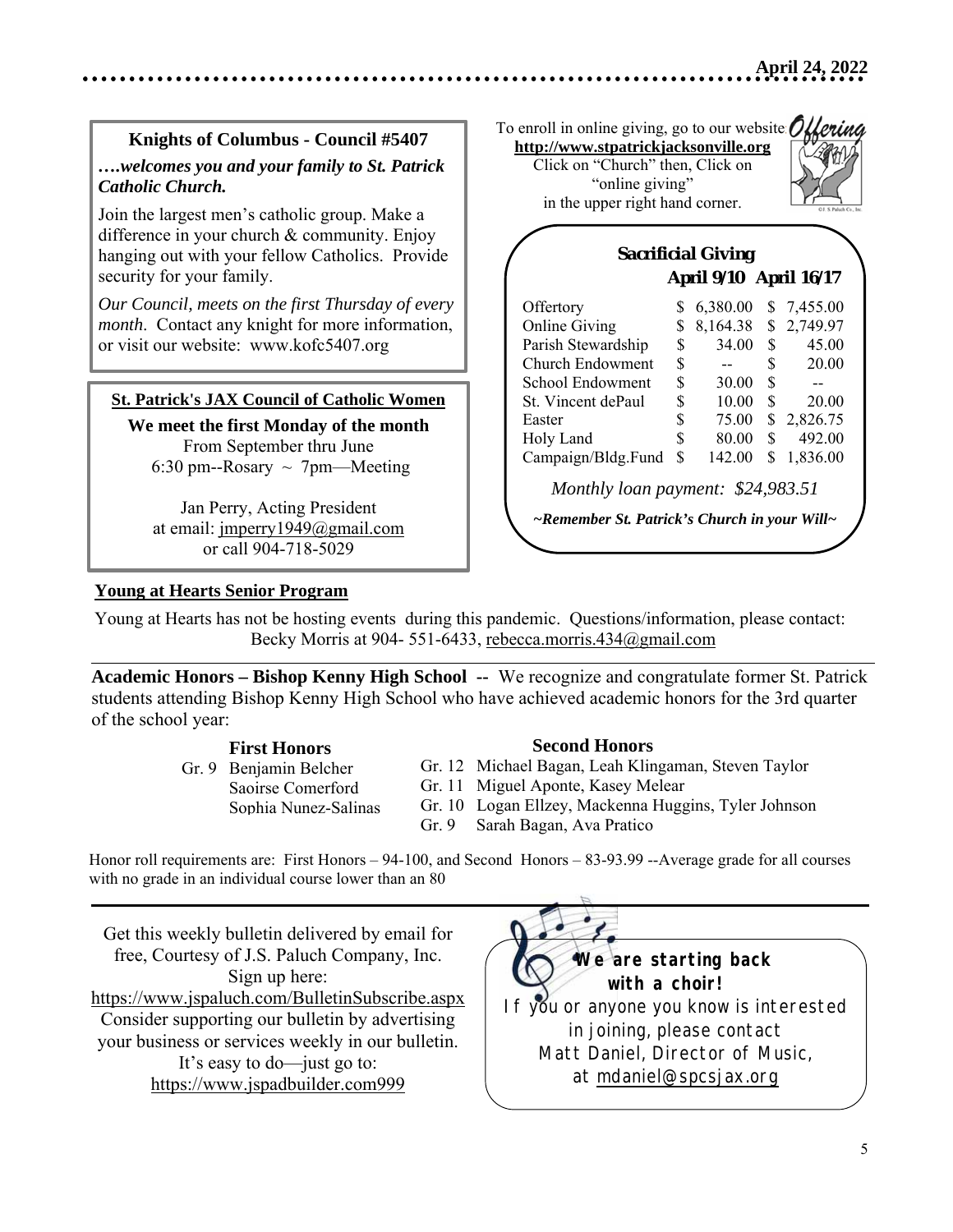## Knights of Columbus - Council #5407

***….welcomes you and your family to St. Patrick Catholic Church.***

Join the largest men's catholic group. Make a difference in your church & community. Enjoy hanging out with your fellow Catholics. Provide security for your family.

*Our Council, meets on the first Thursday of every month*. Contact any knight for more information, or visit our website: www.kofc5407.org

## St. Patrick's JAX Council of Catholic Women

**We meet the first Monday of the month**
From September thru June
6:30 pm--Rosary ~ 7pm—Meeting

Jan Perry, Acting President
at email: jmperry1949@gmail.com
or call 904-718-5029

To enroll in online giving, go to our website
**http://www.stpatrickjacksonville.org**
Click on "Church" then, Click on "online giving"
in the upper right hand corner.

### Sacrificial Giving

| | April 9/10 | April 16/17 |
|---|---|---|
| Offertory | $ 6,380.00 | $ 7,455.00 |
| Online Giving | $ 8,164.38 | $ 2,749.97 |
| Parish Stewardship | $ 34.00 | $ 45.00 |
| Church Endowment | $ -- | $ 20.00 |
| School Endowment | $ 30.00 | $ -- |
| St. Vincent dePaul | $ 10.00 | $ 20.00 |
| Easter | $ 75.00 | $ 2,826.75 |
| Holy Land | $ 80.00 | $ 492.00 |
| Campaign/Bldg.Fund | $ 142.00 | $ 1,836.00 |

*Monthly loan payment: $24,983.51*

***~Remember St. Patrick's Church in your Will~***

## Young at Hearts Senior Program

Young at Hearts has not be hosting events during this pandemic. Questions/information, please contact: Becky Morris at 904- 551-6433, rebecca.morris.434@gmail.com

**Academic Honors – Bishop Kenny High School --** We recognize and congratulate former St. Patrick students attending Bishop Kenny High School who have achieved academic honors for the 3rd quarter of the school year:

**First Honors**

Gr. 9 Benjamin Belcher
Saoirse Comerford
Sophia Nunez-Salinas

**Second Honors**

Gr. 12 Michael Bagan, Leah Klingaman, Steven Taylor
Gr. 11 Miguel Aponte, Kasey Melear
Gr. 10 Logan Ellzey, Mackenna Huggins, Tyler Johnson
Gr. 9 Sarah Bagan, Ava Pratico

Honor roll requirements are: First Honors – 94-100, and Second Honors – 83-93.99 --Average grade for all courses with no grade in an individual course lower than an 80

Get this weekly bulletin delivered by email for free, Courtesy of J.S. Paluch Company, Inc. Sign up here: https://www.jspaluch.com/BulletinSubscribe.aspx
Consider supporting our bulletin by advertising your business or services weekly in our bulletin. It's easy to do—just go to: https://www.jspadbuilder.com999

**We are starting back with a choir!**
If you or anyone you know is interested in joining, please contact
Matt Daniel, Director of Music,
at mdaniel@spcsjax.org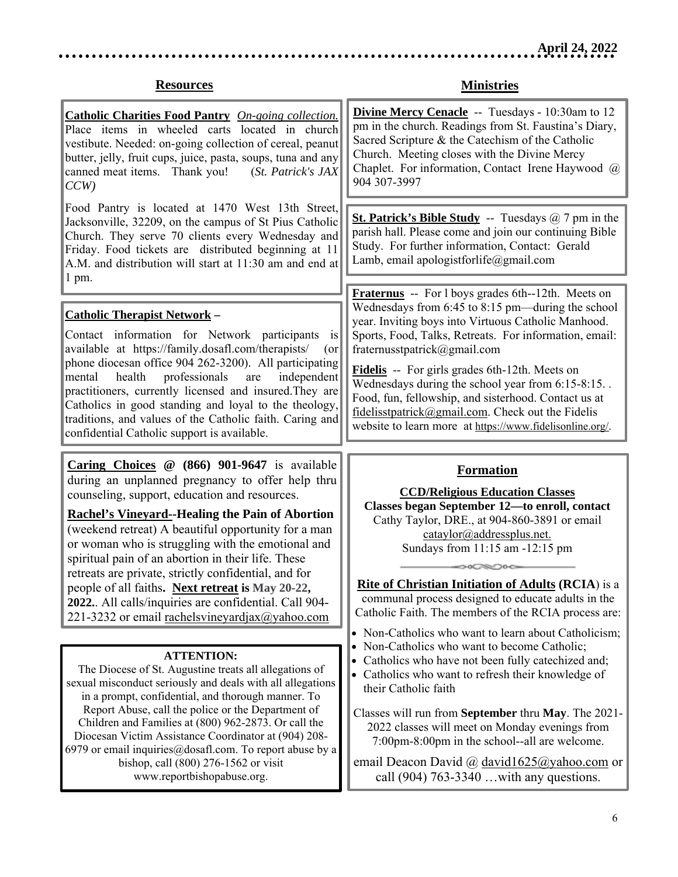April 24, 2022

## Resources

**Catholic Charities Food Pantry** *On-going collection.* Place items in wheeled carts located in church vestibute. Needed: on-going collection of cereal, peanut butter, jelly, fruit cups, juice, pasta, soups, tuna and any canned meat items. Thank you! (*St. Patrick's JAX CCW)*

Food Pantry is located at 1470 West 13th Street, Jacksonville, 32209, on the campus of St Pius Catholic Church. They serve 70 clients every Wednesday and Friday. Food tickets are distributed beginning at 11 A.M. and distribution will start at 11:30 am and end at 1 pm.

**Catholic Therapist Network –**

Contact information for Network participants is available at https://family.dosafl.com/therapists/ (or phone diocesan office 904 262-3200). All participating mental health professionals are independent practitioners, currently licensed and insured.They are Catholics in good standing and loyal to the theology, traditions, and values of the Catholic faith. Caring and confidential Catholic support is available.

**Caring Choices @ (866) 901-9647** is available during an unplanned pregnancy to offer help thru counseling, support, education and resources.

**Rachel's Vineyard--Healing the Pain of Abortion** (weekend retreat) A beautiful opportunity for a man or woman who is struggling with the emotional and spiritual pain of an abortion in their life. These retreats are private, strictly confidential, and for people of all faiths**. Next retreat is May 20-22, 2022.**. All calls/inquiries are confidential. Call 904-221-3232 or email rachelsvineyardjax@yahoo.com

**ATTENTION:**

The Diocese of St. Augustine treats all allegations of sexual misconduct seriously and deals with all allegations in a prompt, confidential, and thorough manner. To Report Abuse, call the police or the Department of Children and Families at (800) 962-2873. Or call the Diocesan Victim Assistance Coordinator at (904) 208-6979 or email inquiries@dosafl.com. To report abuse by a bishop, call (800) 276-1562 or visit www.reportbishopabuse.org.

## Ministries

**Divine Mercy Cenacle** -- Tuesdays - 10:30am to 12 pm in the church. Readings from St. Faustina's Diary, Sacred Scripture & the Catechism of the Catholic Church. Meeting closes with the Divine Mercy Chaplet. For information, Contact Irene Haywood @ 904 307-3997

**St. Patrick's Bible Study** -- Tuesdays @ 7 pm in the parish hall. Please come and join our continuing Bible Study. For further information, Contact: Gerald Lamb, email apologistforlife@gmail.com

**Fraternus** -- For l boys grades 6th--12th. Meets on Wednesdays from 6:45 to 8:15 pm—during the school year. Inviting boys into Virtuous Catholic Manhood. Sports, Food, Talks, Retreats. For information, email: fraternusstpatrick@gmail.com

**Fidelis** -- For girls grades 6th-12th. Meets on Wednesdays during the school year from 6:15-8:15. . Food, fun, fellowship, and sisterhood. Contact us at fidelisstpatrick@gmail.com. Check out the Fidelis website to learn more at https://www.fidelisonline.org/.

## Formation

**CCD/Religious Education Classes**

**Classes began September 12—to enroll, contact** Cathy Taylor, DRE., at 904-860-3891 or email cataylor@addressplus.net. Sundays from 11:15 am -12:15 pm

**Rite of Christian Initiation of Adults (RCIA**) is a communal process designed to educate adults in the Catholic Faith. The members of the RCIA process are:

- Non-Catholics who want to learn about Catholicism;
- Non-Catholics who want to become Catholic;
- Catholics who have not been fully catechized and;
- Catholics who want to refresh their knowledge of their Catholic faith

Classes will run from **September** thru **May**. The 2021-2022 classes will meet on Monday evenings from 7:00pm-8:00pm in the school--all are welcome.

email Deacon David @ david1625@yahoo.com or call (904) 763-3340 …with any questions.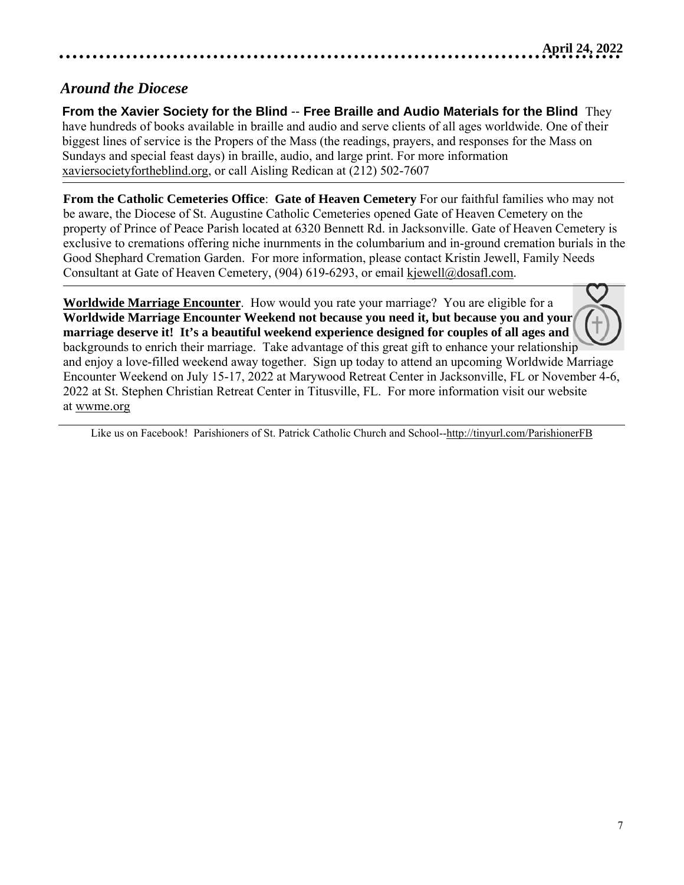## *Around the Diocese*

**From the Xavier Society for the Blind** -- **Free Braille and Audio Materials for the Blind** They have hundreds of books available in braille and audio and serve clients of all ages worldwide. One of their biggest lines of service is the Propers of the Mass (the readings, prayers, and responses for the Mass on Sundays and special feast days) in braille, audio, and large print. For more information xaviersocietyfortheblind.org, or call Aisling Redican at (212) 502-7607

---

**From the Catholic Cemeteries Office**: **Gate of Heaven Cemetery** For our faithful families who may not be aware, the Diocese of St. Augustine Catholic Cemeteries opened Gate of Heaven Cemetery on the property of Prince of Peace Parish located at 6320 Bennett Rd. in Jacksonville. Gate of Heaven Cemetery is exclusive to cremations offering niche inurnments in the columbarium and in-ground cremation burials in the Good Shephard Cremation Garden. For more information, please contact Kristin Jewell, Family Needs Consultant at Gate of Heaven Cemetery, (904) 619-6293, or email kjewell@dosafl.com.

---

**Worldwide Marriage Encounter**. How would you rate your marriage? You are eligible for a **Worldwide Marriage Encounter Weekend not because you need it, but because you and your marriage deserve it! It's a beautiful weekend experience designed for couples of all ages and** backgrounds to enrich their marriage. Take advantage of this great gift to enhance your relationship and enjoy a love-filled weekend away together. Sign up today to attend an upcoming Worldwide Marriage Encounter Weekend on July 15-17, 2022 at Marywood Retreat Center in Jacksonville, FL or November 4-6, 2022 at St. Stephen Christian Retreat Center in Titusville, FL. For more information visit our website at wwme.org

---

Like us on Facebook! Parishioners of St. Patrick Catholic Church and School--http://tinyurl.com/ParishionerFB